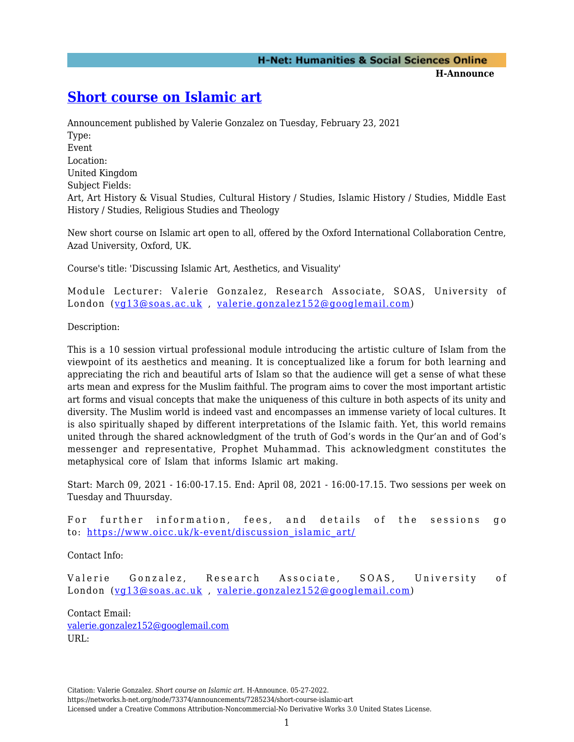# [Short course on Islamic art](https://networks.h-net.org/node/73374/announcements/7285234/short-course-islamic-art)

Announcement published by Valerie Gonzalez on Tuesday, February 23, 2021

Type:
Event

Location:
United Kingdom

Subject Fields:
Art, Art History & Visual Studies, Cultural History / Studies, Islamic History / Studies, Middle East History / Studies, Religious Studies and Theology

New short course on Islamic art open to all, offered by the Oxford International Collaboration Centre, Azad University, Oxford, UK.

Course's title: 'Discussing Islamic Art, Aesthetics, and Visuality'

Module Lecturer: Valerie Gonzalez, Research Associate, SOAS, University of London (vg13@soas.ac.uk , valerie.gonzalez152@googlemail.com)

Description:

This is a 10 session virtual professional module introducing the artistic culture of Islam from the viewpoint of its aesthetics and meaning. It is conceptualized like a forum for both learning and appreciating the rich and beautiful arts of Islam so that the audience will get a sense of what these arts mean and express for the Muslim faithful. The program aims to cover the most important artistic art forms and visual concepts that make the uniqueness of this culture in both aspects of its unity and diversity. The Muslim world is indeed vast and encompasses an immense variety of local cultures. It is also spiritually shaped by different interpretations of the Islamic faith. Yet, this world remains united through the shared acknowledgment of the truth of God's words in the Qur'an and of God's messenger and representative, Prophet Muhammad. This acknowledgment constitutes the metaphysical core of Islam that informs Islamic art making.

Start: March 09, 2021 - 16:00-17.15. End: April 08, 2021 - 16:00-17.15. Two sessions per week on Tuesday and Thuursday.

For further information, fees, and details of the sessions go to: https://www.oicc.uk/k-event/discussion_islamic_art/

Contact Info:

Valerie Gonzalez, Research Associate, SOAS, University of London (vg13@soas.ac.uk , valerie.gonzalez152@googlemail.com)

Contact Email:
valerie.gonzalez152@googlemail.com

URL:

Citation: Valerie Gonzalez. *Short course on Islamic art*. H-Announce. 05-27-2022.
https://networks.h-net.org/node/73374/announcements/7285234/short-course-islamic-art
Licensed under a Creative Commons Attribution-Noncommercial-No Derivative Works 3.0 United States License.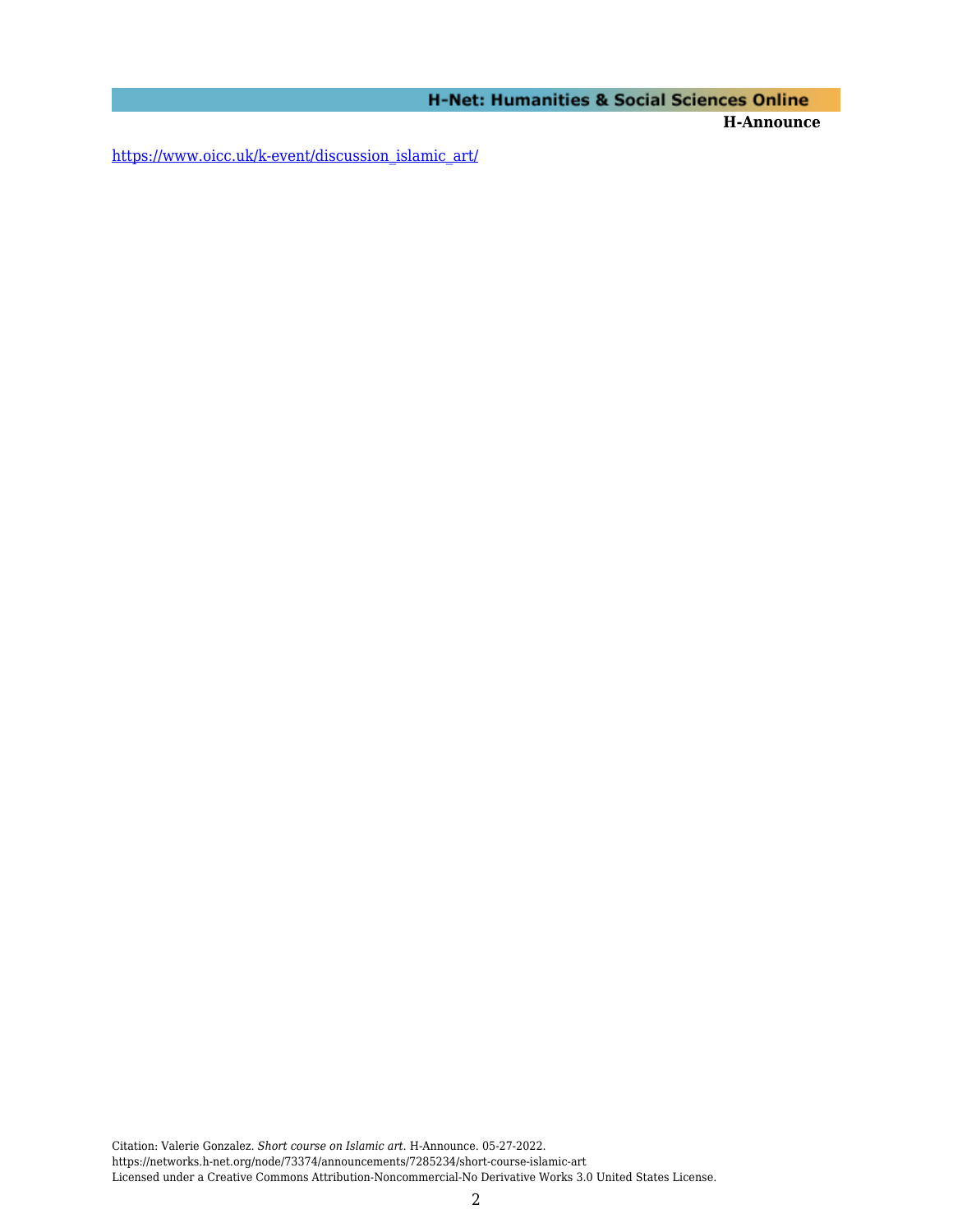https://www.oicc.uk/k-event/discussion_islamic_art/

Citation: Valerie Gonzalez. *Short course on Islamic art*. H-Announce. 05-27-2022.
https://networks.h-net.org/node/73374/announcements/7285234/short-course-islamic-art
Licensed under a Creative Commons Attribution-Noncommercial-No Derivative Works 3.0 United States License.